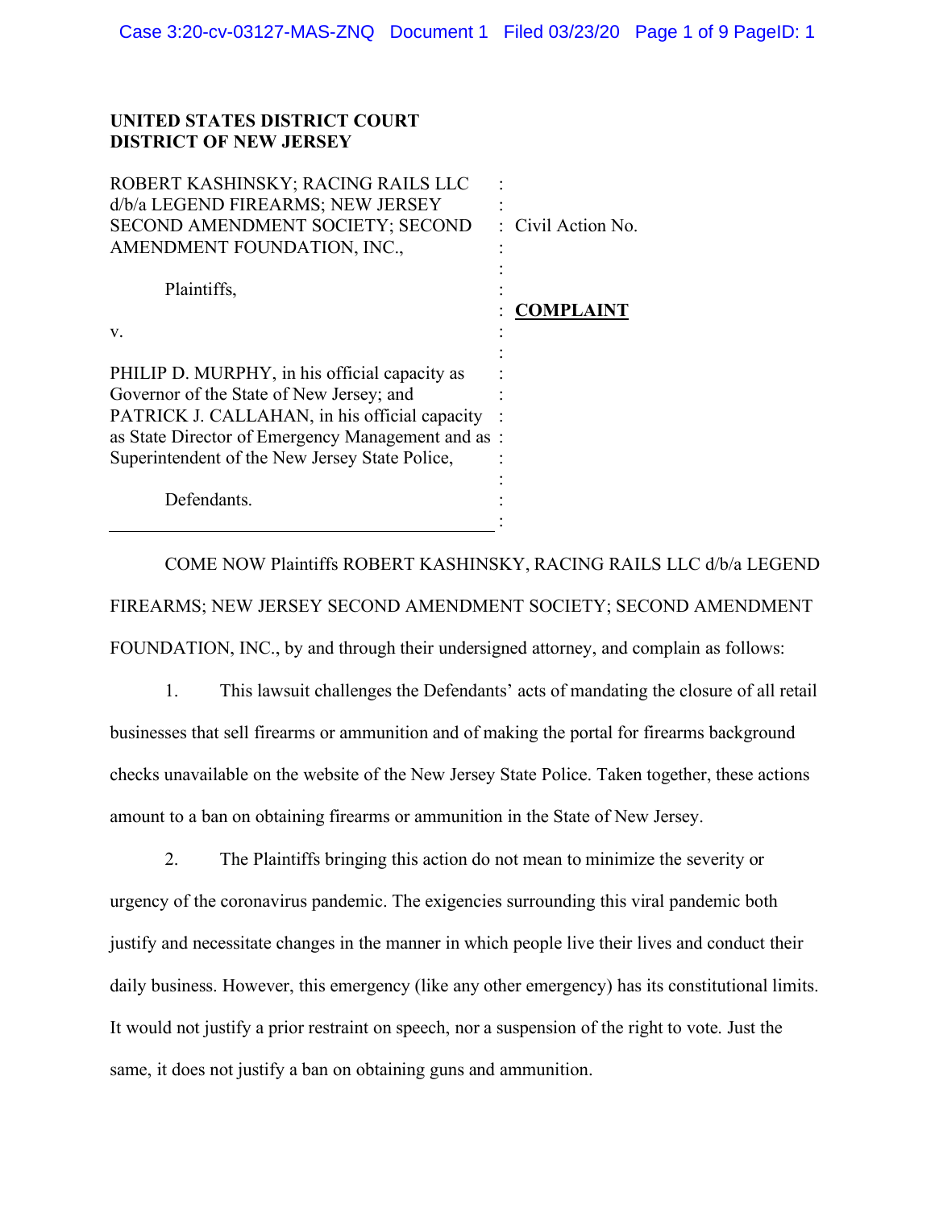**UNITED STATES DISTRICT COURT**
**DISTRICT OF NEW JERSEY**

ROBERT KASHINSKY; RACING RAILS LLC d/b/a LEGEND FIREARMS; NEW JERSEY SECOND AMENDMENT SOCIETY; SECOND AMENDMENT FOUNDATION, INC.,

Plaintiffs,

v.

PHILIP D. MURPHY, in his official capacity as Governor of the State of New Jersey; and PATRICK J. CALLAHAN, in his official capacity as State Director of Emergency Management and as Superintendent of the New Jersey State Police,

Defendants.

Civil Action No.

**COMPLAINT**

COME NOW Plaintiffs ROBERT KASHINSKY, RACING RAILS LLC d/b/a LEGEND FIREARMS; NEW JERSEY SECOND AMENDMENT SOCIETY; SECOND AMENDMENT FOUNDATION, INC., by and through their undersigned attorney, and complain as follows:

1. This lawsuit challenges the Defendants' acts of mandating the closure of all retail businesses that sell firearms or ammunition and of making the portal for firearms background checks unavailable on the website of the New Jersey State Police. Taken together, these actions amount to a ban on obtaining firearms or ammunition in the State of New Jersey.

2. The Plaintiffs bringing this action do not mean to minimize the severity or urgency of the coronavirus pandemic. The exigencies surrounding this viral pandemic both justify and necessitate changes in the manner in which people live their lives and conduct their daily business. However, this emergency (like any other emergency) has its constitutional limits. It would not justify a prior restraint on speech, nor a suspension of the right to vote. Just the same, it does not justify a ban on obtaining guns and ammunition.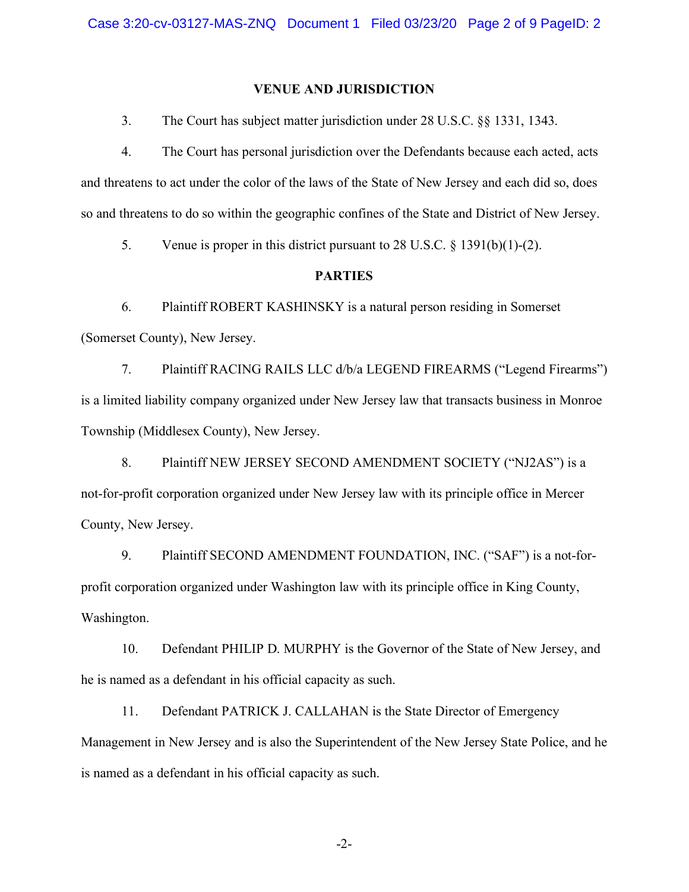## VENUE AND JURISDICTION

3. The Court has subject matter jurisdiction under 28 U.S.C. §§ 1331, 1343.

4. The Court has personal jurisdiction over the Defendants because each acted, acts and threatens to act under the color of the laws of the State of New Jersey and each did so, does so and threatens to do so within the geographic confines of the State and District of New Jersey.

5. Venue is proper in this district pursuant to 28 U.S.C. § 1391(b)(1)-(2).

## PARTIES

6. Plaintiff ROBERT KASHINSKY is a natural person residing in Somerset (Somerset County), New Jersey.

7. Plaintiff RACING RAILS LLC d/b/a LEGEND FIREARMS ("Legend Firearms") is a limited liability company organized under New Jersey law that transacts business in Monroe Township (Middlesex County), New Jersey.

8. Plaintiff NEW JERSEY SECOND AMENDMENT SOCIETY ("NJ2AS") is a not-for-profit corporation organized under New Jersey law with its principle office in Mercer County, New Jersey.

9. Plaintiff SECOND AMENDMENT FOUNDATION, INC. ("SAF") is a not-for-profit corporation organized under Washington law with its principle office in King County, Washington.

10. Defendant PHILIP D. MURPHY is the Governor of the State of New Jersey, and he is named as a defendant in his official capacity as such.

11. Defendant PATRICK J. CALLAHAN is the State Director of Emergency Management in New Jersey and is also the Superintendent of the New Jersey State Police, and he is named as a defendant in his official capacity as such.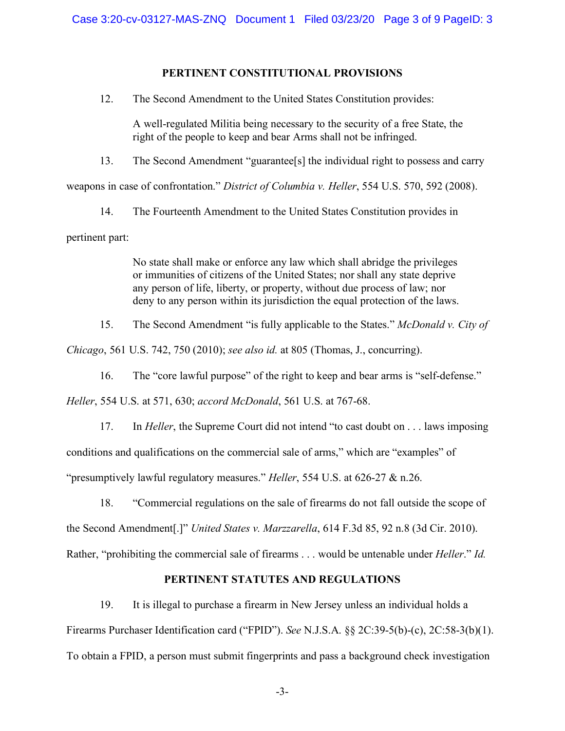## PERTINENT CONSTITUTIONAL PROVISIONS

12. The Second Amendment to the United States Constitution provides:

> A well-regulated Militia being necessary to the security of a free State, the right of the people to keep and bear Arms shall not be infringed.

13. The Second Amendment "guarantee[s] the individual right to possess and carry weapons in case of confrontation." *District of Columbia v. Heller*, 554 U.S. 570, 592 (2008).

14. The Fourteenth Amendment to the United States Constitution provides in pertinent part:

> No state shall make or enforce any law which shall abridge the privileges or immunities of citizens of the United States; nor shall any state deprive any person of life, liberty, or property, without due process of law; nor deny to any person within its jurisdiction the equal protection of the laws.

15. The Second Amendment "is fully applicable to the States." *McDonald v. City of Chicago*, 561 U.S. 742, 750 (2010); *see also id.* at 805 (Thomas, J., concurring).

16. The "core lawful purpose" of the right to keep and bear arms is "self-defense." *Heller*, 554 U.S. at 571, 630; *accord McDonald*, 561 U.S. at 767-68.

17. In *Heller*, the Supreme Court did not intend "to cast doubt on . . . laws imposing conditions and qualifications on the commercial sale of arms," which are "examples" of "presumptively lawful regulatory measures." *Heller*, 554 U.S. at 626-27 & n.26.

18. "Commercial regulations on the sale of firearms do not fall outside the scope of the Second Amendment[.]" *United States v. Marzzarella*, 614 F.3d 85, 92 n.8 (3d Cir. 2010). Rather, "prohibiting the commercial sale of firearms . . . would be untenable under *Heller*." *Id.*

## PERTINENT STATUTES AND REGULATIONS

19. It is illegal to purchase a firearm in New Jersey unless an individual holds a Firearms Purchaser Identification card ("FPID"). *See* N.J.S.A. §§ 2C:39-5(b)-(c), 2C:58-3(b)(1). To obtain a FPID, a person must submit fingerprints and pass a background check investigation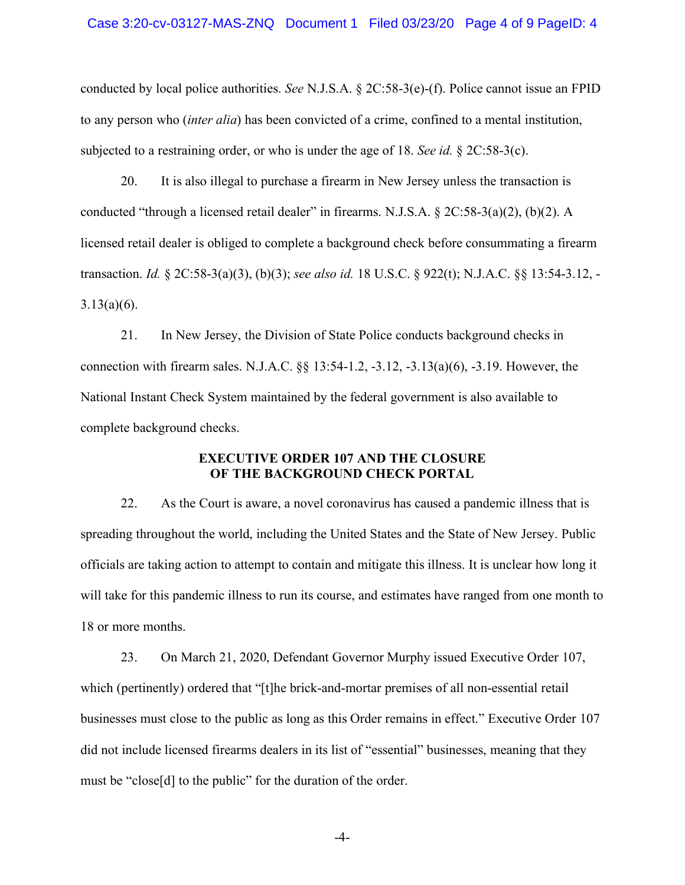conducted by local police authorities. *See* N.J.S.A. § 2C:58-3(e)-(f). Police cannot issue an FPID to any person who (*inter alia*) has been convicted of a crime, confined to a mental institution, subjected to a restraining order, or who is under the age of 18. *See id.* § 2C:58-3(c).

20. It is also illegal to purchase a firearm in New Jersey unless the transaction is conducted "through a licensed retail dealer" in firearms. N.J.S.A. § 2C:58-3(a)(2), (b)(2). A licensed retail dealer is obliged to complete a background check before consummating a firearm transaction. *Id.* § 2C:58-3(a)(3), (b)(3); *see also id.* 18 U.S.C. § 922(t); N.J.A.C. §§ 13:54-3.12, -3.13(a)(6).

21. In New Jersey, the Division of State Police conducts background checks in connection with firearm sales. N.J.A.C. §§ 13:54-1.2, -3.12, -3.13(a)(6), -3.19. However, the National Instant Check System maintained by the federal government is also available to complete background checks.

**EXECUTIVE ORDER 107 AND THE CLOSURE OF THE BACKGROUND CHECK PORTAL**

22. As the Court is aware, a novel coronavirus has caused a pandemic illness that is spreading throughout the world, including the United States and the State of New Jersey. Public officials are taking action to attempt to contain and mitigate this illness. It is unclear how long it will take for this pandemic illness to run its course, and estimates have ranged from one month to 18 or more months.

23. On March 21, 2020, Defendant Governor Murphy issued Executive Order 107, which (pertinently) ordered that "[t]he brick-and-mortar premises of all non-essential retail businesses must close to the public as long as this Order remains in effect." Executive Order 107 did not include licensed firearms dealers in its list of "essential" businesses, meaning that they must be "close[d] to the public" for the duration of the order.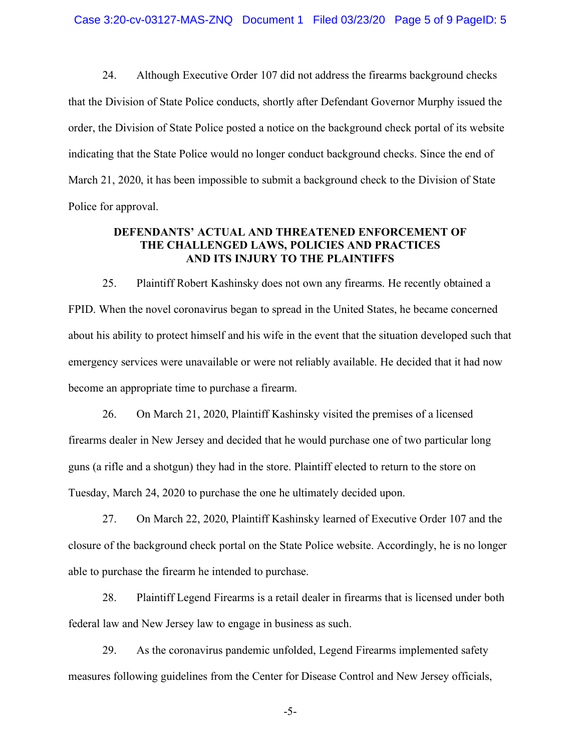24. Although Executive Order 107 did not address the firearms background checks that the Division of State Police conducts, shortly after Defendant Governor Murphy issued the order, the Division of State Police posted a notice on the background check portal of its website indicating that the State Police would no longer conduct background checks. Since the end of March 21, 2020, it has been impossible to submit a background check to the Division of State Police for approval.

**DEFENDANTS' ACTUAL AND THREATENED ENFORCEMENT OF THE CHALLENGED LAWS, POLICIES AND PRACTICES AND ITS INJURY TO THE PLAINTIFFS**

25. Plaintiff Robert Kashinsky does not own any firearms. He recently obtained a FPID. When the novel coronavirus began to spread in the United States, he became concerned about his ability to protect himself and his wife in the event that the situation developed such that emergency services were unavailable or were not reliably available. He decided that it had now become an appropriate time to purchase a firearm.

26. On March 21, 2020, Plaintiff Kashinsky visited the premises of a licensed firearms dealer in New Jersey and decided that he would purchase one of two particular long guns (a rifle and a shotgun) they had in the store. Plaintiff elected to return to the store on Tuesday, March 24, 2020 to purchase the one he ultimately decided upon.

27. On March 22, 2020, Plaintiff Kashinsky learned of Executive Order 107 and the closure of the background check portal on the State Police website. Accordingly, he is no longer able to purchase the firearm he intended to purchase.

28. Plaintiff Legend Firearms is a retail dealer in firearms that is licensed under both federal law and New Jersey law to engage in business as such.

29. As the coronavirus pandemic unfolded, Legend Firearms implemented safety measures following guidelines from the Center for Disease Control and New Jersey officials,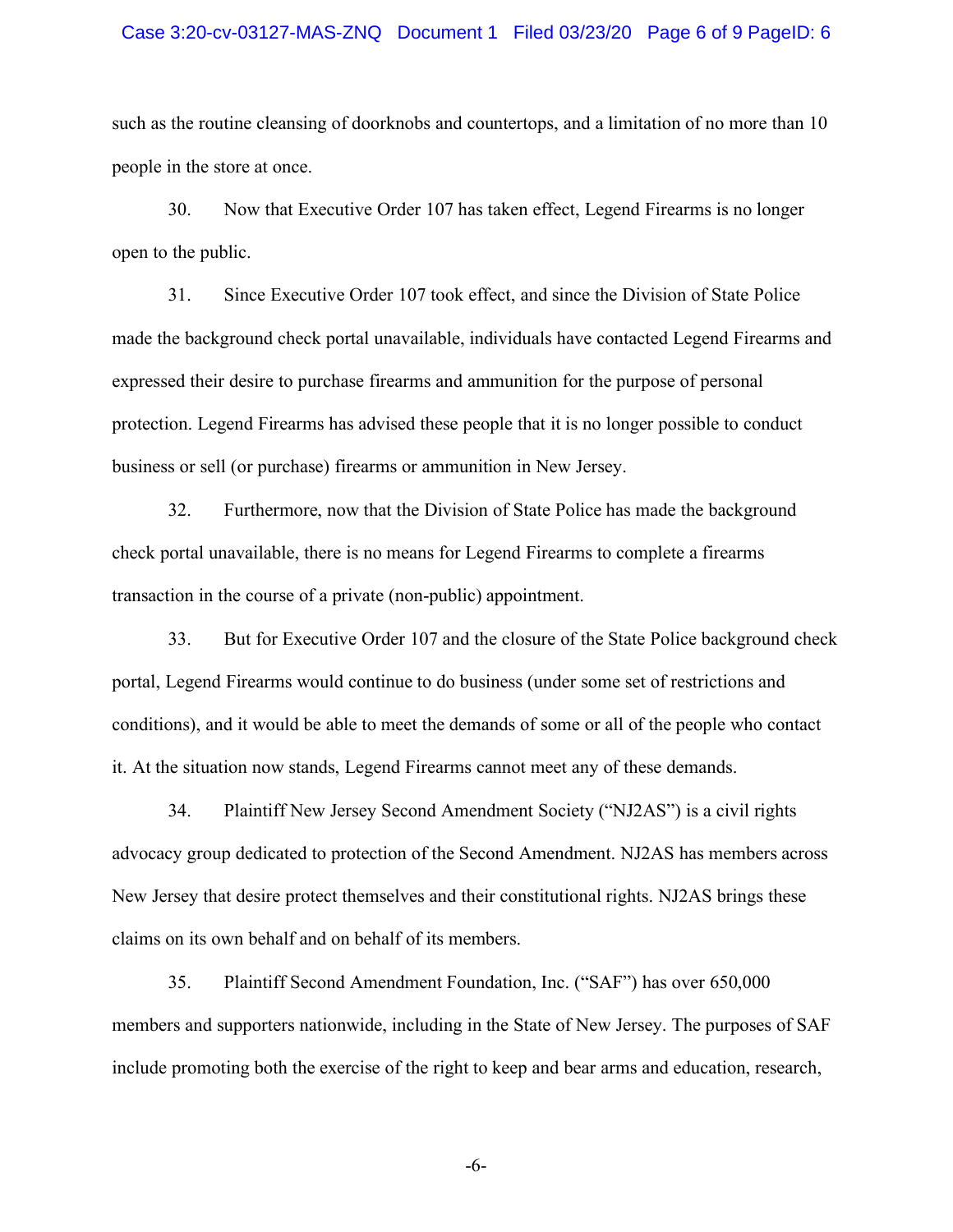such as the routine cleansing of doorknobs and countertops, and a limitation of no more than 10 people in the store at once.

30. Now that Executive Order 107 has taken effect, Legend Firearms is no longer open to the public.

31. Since Executive Order 107 took effect, and since the Division of State Police made the background check portal unavailable, individuals have contacted Legend Firearms and expressed their desire to purchase firearms and ammunition for the purpose of personal protection. Legend Firearms has advised these people that it is no longer possible to conduct business or sell (or purchase) firearms or ammunition in New Jersey.

32. Furthermore, now that the Division of State Police has made the background check portal unavailable, there is no means for Legend Firearms to complete a firearms transaction in the course of a private (non-public) appointment.

33. But for Executive Order 107 and the closure of the State Police background check portal, Legend Firearms would continue to do business (under some set of restrictions and conditions), and it would be able to meet the demands of some or all of the people who contact it. At the situation now stands, Legend Firearms cannot meet any of these demands.

34. Plaintiff New Jersey Second Amendment Society ("NJ2AS") is a civil rights advocacy group dedicated to protection of the Second Amendment. NJ2AS has members across New Jersey that desire protect themselves and their constitutional rights. NJ2AS brings these claims on its own behalf and on behalf of its members.

35. Plaintiff Second Amendment Foundation, Inc. ("SAF") has over 650,000 members and supporters nationwide, including in the State of New Jersey. The purposes of SAF include promoting both the exercise of the right to keep and bear arms and education, research,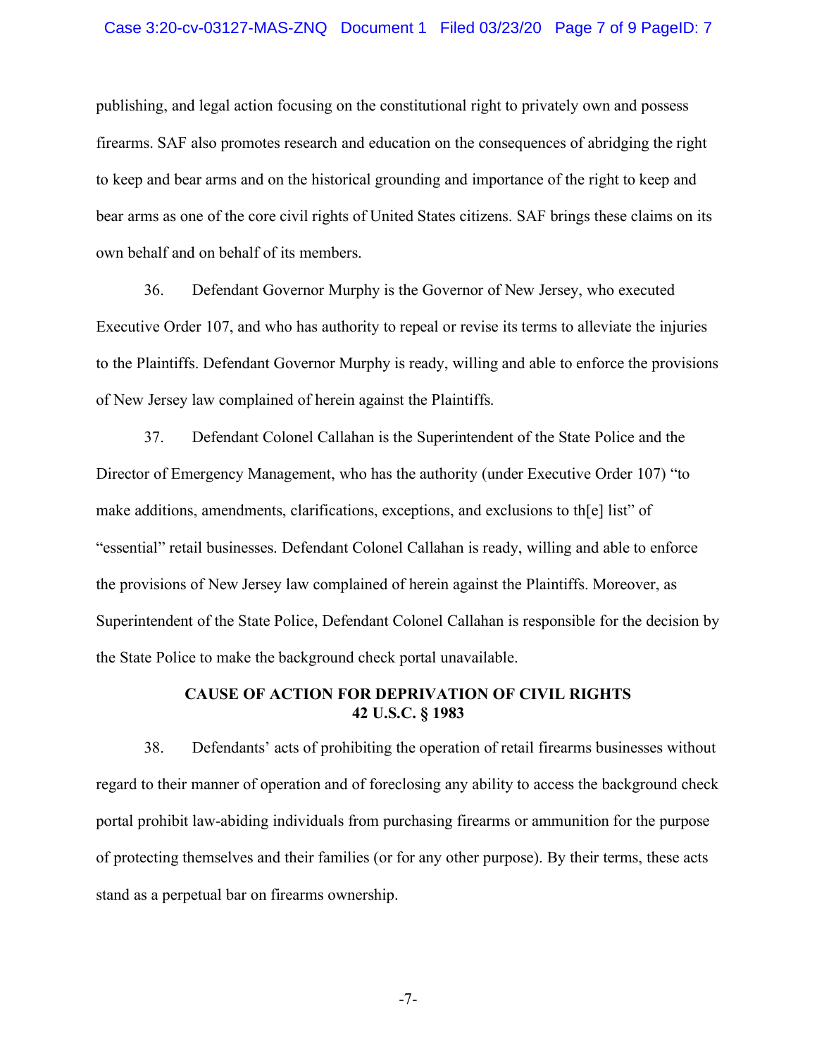publishing, and legal action focusing on the constitutional right to privately own and possess firearms. SAF also promotes research and education on the consequences of abridging the right to keep and bear arms and on the historical grounding and importance of the right to keep and bear arms as one of the core civil rights of United States citizens. SAF brings these claims on its own behalf and on behalf of its members.

36. Defendant Governor Murphy is the Governor of New Jersey, who executed Executive Order 107, and who has authority to repeal or revise its terms to alleviate the injuries to the Plaintiffs. Defendant Governor Murphy is ready, willing and able to enforce the provisions of New Jersey law complained of herein against the Plaintiffs.

37. Defendant Colonel Callahan is the Superintendent of the State Police and the Director of Emergency Management, who has the authority (under Executive Order 107) "to make additions, amendments, clarifications, exceptions, and exclusions to th[e] list" of "essential" retail businesses. Defendant Colonel Callahan is ready, willing and able to enforce the provisions of New Jersey law complained of herein against the Plaintiffs. Moreover, as Superintendent of the State Police, Defendant Colonel Callahan is responsible for the decision by the State Police to make the background check portal unavailable.

**CAUSE OF ACTION FOR DEPRIVATION OF CIVIL RIGHTS**
**42 U.S.C. § 1983**

38. Defendants' acts of prohibiting the operation of retail firearms businesses without regard to their manner of operation and of foreclosing any ability to access the background check portal prohibit law-abiding individuals from purchasing firearms or ammunition for the purpose of protecting themselves and their families (or for any other purpose). By their terms, these acts stand as a perpetual bar on firearms ownership.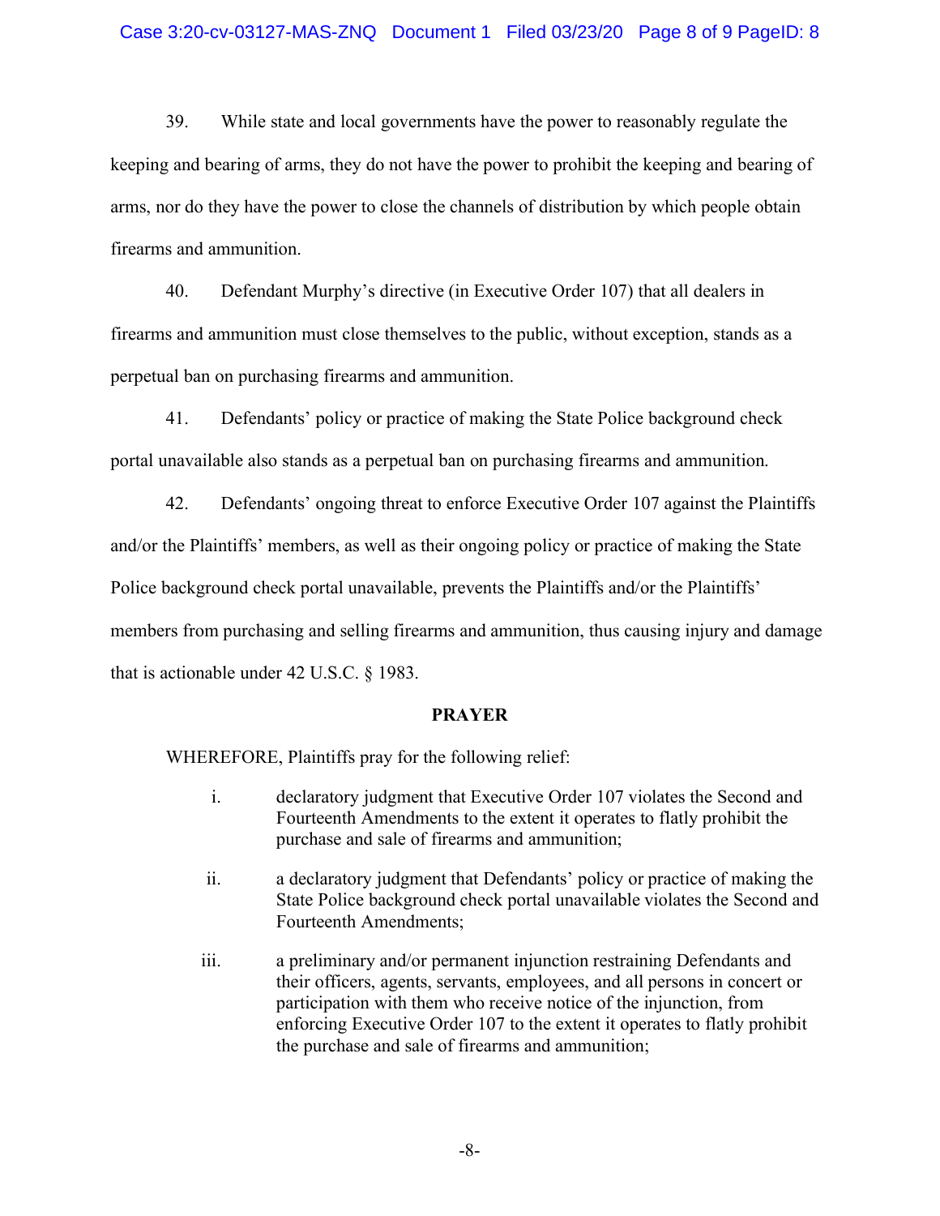39. While state and local governments have the power to reasonably regulate the keeping and bearing of arms, they do not have the power to prohibit the keeping and bearing of arms, nor do they have the power to close the channels of distribution by which people obtain firearms and ammunition.

40. Defendant Murphy's directive (in Executive Order 107) that all dealers in firearms and ammunition must close themselves to the public, without exception, stands as a perpetual ban on purchasing firearms and ammunition.

41. Defendants' policy or practice of making the State Police background check portal unavailable also stands as a perpetual ban on purchasing firearms and ammunition.

42. Defendants' ongoing threat to enforce Executive Order 107 against the Plaintiffs and/or the Plaintiffs' members, as well as their ongoing policy or practice of making the State Police background check portal unavailable, prevents the Plaintiffs and/or the Plaintiffs' members from purchasing and selling firearms and ammunition, thus causing injury and damage that is actionable under 42 U.S.C. § 1983.

**PRAYER**

WHEREFORE, Plaintiffs pray for the following relief:

i. declaratory judgment that Executive Order 107 violates the Second and Fourteenth Amendments to the extent it operates to flatly prohibit the purchase and sale of firearms and ammunition;

ii. a declaratory judgment that Defendants' policy or practice of making the State Police background check portal unavailable violates the Second and Fourteenth Amendments;

iii. a preliminary and/or permanent injunction restraining Defendants and their officers, agents, servants, employees, and all persons in concert or participation with them who receive notice of the injunction, from enforcing Executive Order 107 to the extent it operates to flatly prohibit the purchase and sale of firearms and ammunition;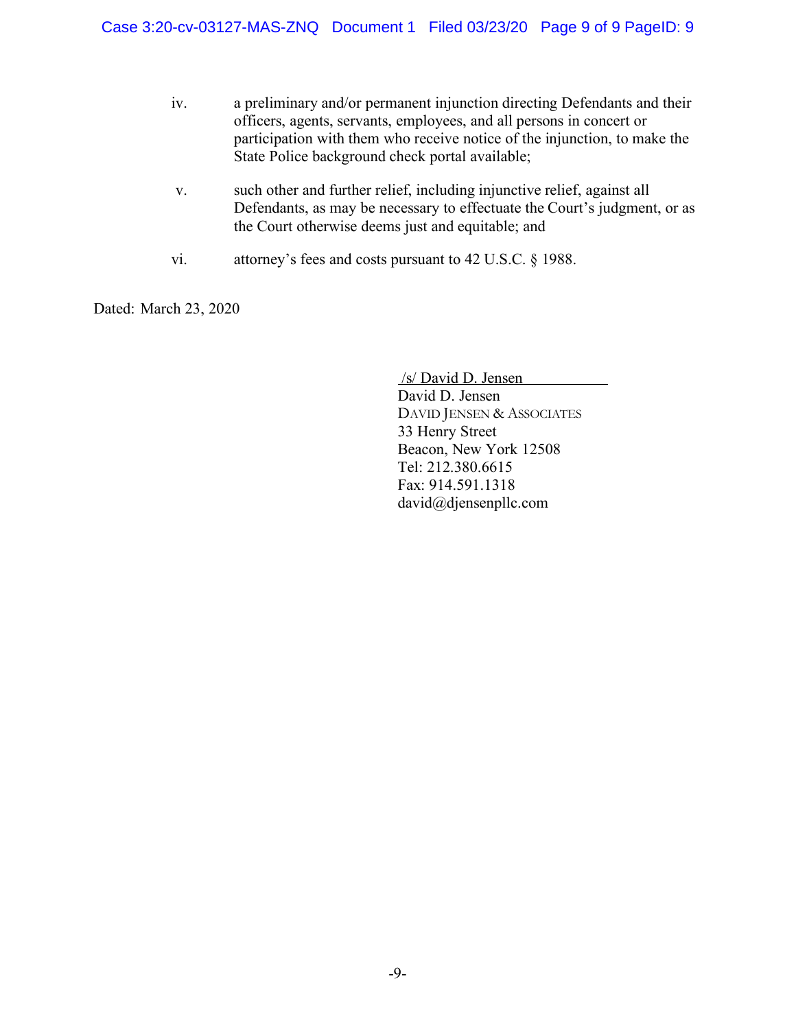iv. a preliminary and/or permanent injunction directing Defendants and their officers, agents, servants, employees, and all persons in concert or participation with them who receive notice of the injunction, to make the State Police background check portal available;

v. such other and further relief, including injunctive relief, against all Defendants, as may be necessary to effectuate the Court's judgment, or as the Court otherwise deems just and equitable; and

vi. attorney's fees and costs pursuant to 42 U.S.C. § 1988.

Dated: March 23, 2020

/s/ David D. Jensen
David D. Jensen
DAVID JENSEN & ASSOCIATES
33 Henry Street
Beacon, New York 12508
Tel: 212.380.6615
Fax: 914.591.1318
david@djensenpllc.com